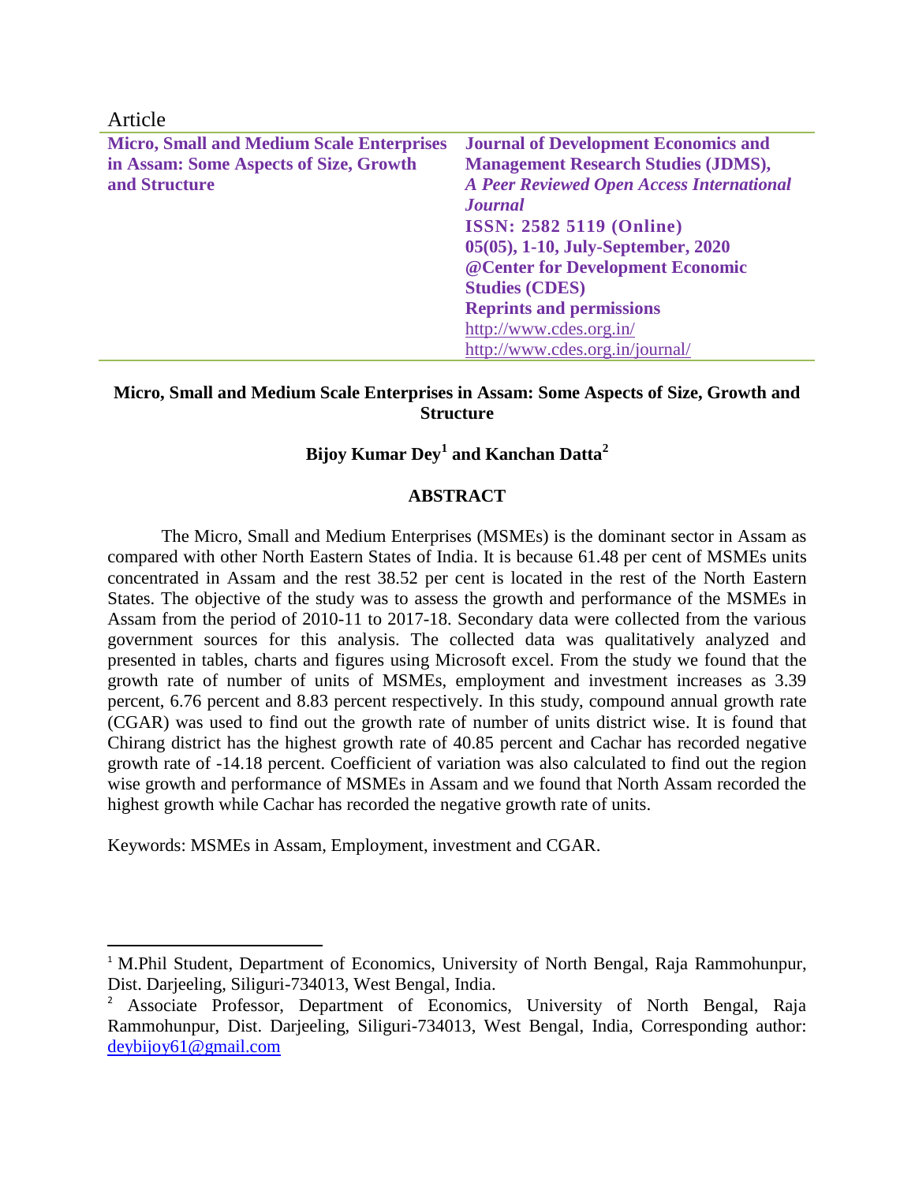Article

| Micro, Small and Medium Scale Enterprises in Assam: Some Aspects of Size, Growth and Structure | Journal of Development Economics and Management Research Studies (JDMS), *A Peer Reviewed Open Access International Journal* ISSN: 2582 5119 (Online) 05(05), 1-10, July-September, 2020 @Center for Development Economic Studies (CDES) Reprints and permissions http://www.cdes.org.in/ http://www.cdes.org.in/journal/ |
|---|---|

# Micro, Small and Medium Scale Enterprises in Assam: Some Aspects of Size, Growth and Structure

**Bijoy Kumar Dey[1] and Kanchan Datta[2]**

## ABSTRACT

The Micro, Small and Medium Enterprises (MSMEs) is the dominant sector in Assam as compared with other North Eastern States of India. It is because 61.48 per cent of MSMEs units concentrated in Assam and the rest 38.52 per cent is located in the rest of the North Eastern States. The objective of the study was to assess the growth and performance of the MSMEs in Assam from the period of 2010-11 to 2017-18. Secondary data were collected from the various government sources for this analysis. The collected data was qualitatively analyzed and presented in tables, charts and figures using Microsoft excel. From the study we found that the growth rate of number of units of MSMEs, employment and investment increases as 3.39 percent, 6.76 percent and 8.83 percent respectively. In this study, compound annual growth rate (CGAR) was used to find out the growth rate of number of units district wise. It is found that Chirang district has the highest growth rate of 40.85 percent and Cachar has recorded negative growth rate of -14.18 percent. Coefficient of variation was also calculated to find out the region wise growth and performance of MSMEs in Assam and we found that North Assam recorded the highest growth while Cachar has recorded the negative growth rate of units.

Keywords: MSMEs in Assam, Employment, investment and CGAR.

---

[1] M.Phil Student, Department of Economics, University of North Bengal, Raja Rammohunpur, Dist. Darjeeling, Siliguri-734013, West Bengal, India.

[2] Associate Professor, Department of Economics, University of North Bengal, Raja Rammohunpur, Dist. Darjeeling, Siliguri-734013, West Bengal, India, Corresponding author: deybijoy61@gmail.com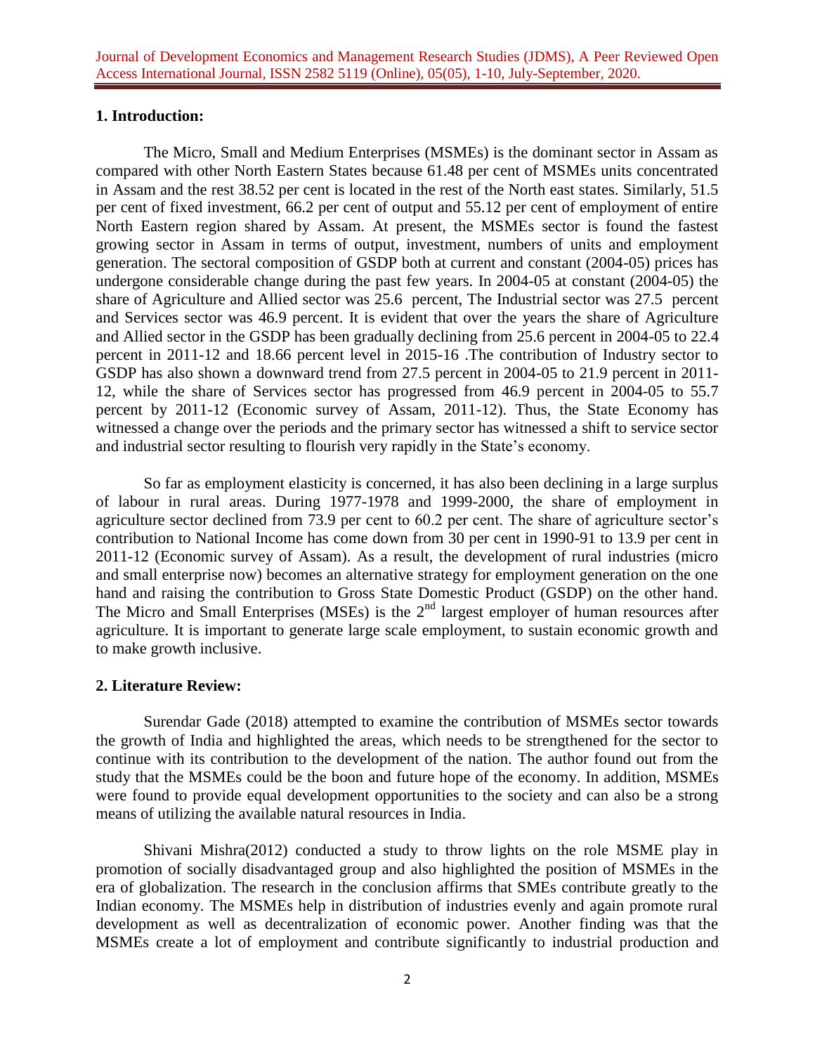## 1. Introduction:

The Micro, Small and Medium Enterprises (MSMEs) is the dominant sector in Assam as compared with other North Eastern States because 61.48 per cent of MSMEs units concentrated in Assam and the rest 38.52 per cent is located in the rest of the North east states. Similarly, 51.5 per cent of fixed investment, 66.2 per cent of output and 55.12 per cent of employment of entire North Eastern region shared by Assam. At present, the MSMEs sector is found the fastest growing sector in Assam in terms of output, investment, numbers of units and employment generation. The sectoral composition of GSDP both at current and constant (2004-05) prices has undergone considerable change during the past few years. In 2004-05 at constant (2004-05) the share of Agriculture and Allied sector was 25.6 percent, The Industrial sector was 27.5 percent and Services sector was 46.9 percent. It is evident that over the years the share of Agriculture and Allied sector in the GSDP has been gradually declining from 25.6 percent in 2004-05 to 22.4 percent in 2011-12 and 18.66 percent level in 2015-16 .The contribution of Industry sector to GSDP has also shown a downward trend from 27.5 percent in 2004-05 to 21.9 percent in 2011-12, while the share of Services sector has progressed from 46.9 percent in 2004-05 to 55.7 percent by 2011-12 (Economic survey of Assam, 2011-12). Thus, the State Economy has witnessed a change over the periods and the primary sector has witnessed a shift to service sector and industrial sector resulting to flourish very rapidly in the State's economy.

So far as employment elasticity is concerned, it has also been declining in a large surplus of labour in rural areas. During 1977-1978 and 1999-2000, the share of employment in agriculture sector declined from 73.9 per cent to 60.2 per cent. The share of agriculture sector's contribution to National Income has come down from 30 per cent in 1990-91 to 13.9 per cent in 2011-12 (Economic survey of Assam). As a result, the development of rural industries (micro and small enterprise now) becomes an alternative strategy for employment generation on the one hand and raising the contribution to Gross State Domestic Product (GSDP) on the other hand. The Micro and Small Enterprises (MSEs) is the 2nd largest employer of human resources after agriculture. It is important to generate large scale employment, to sustain economic growth and to make growth inclusive.

## 2. Literature Review:

Surendar Gade (2018) attempted to examine the contribution of MSMEs sector towards the growth of India and highlighted the areas, which needs to be strengthened for the sector to continue with its contribution to the development of the nation. The author found out from the study that the MSMEs could be the boon and future hope of the economy. In addition, MSMEs were found to provide equal development opportunities to the society and can also be a strong means of utilizing the available natural resources in India.

Shivani Mishra(2012) conducted a study to throw lights on the role MSME play in promotion of socially disadvantaged group and also highlighted the position of MSMEs in the era of globalization. The research in the conclusion affirms that SMEs contribute greatly to the Indian economy. The MSMEs help in distribution of industries evenly and again promote rural development as well as decentralization of economic power. Another finding was that the MSMEs create a lot of employment and contribute significantly to industrial production and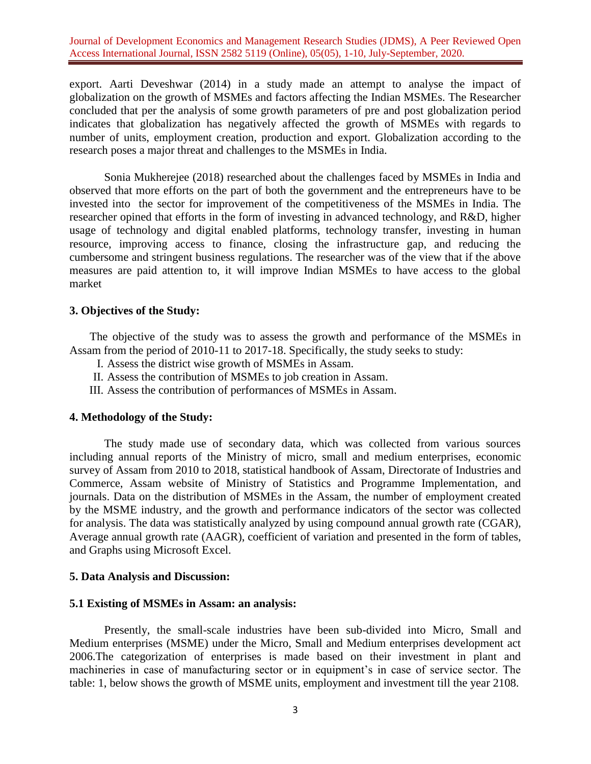export. Aarti Deveshwar (2014) in a study made an attempt to analyse the impact of globalization on the growth of MSMEs and factors affecting the Indian MSMEs. The Researcher concluded that per the analysis of some growth parameters of pre and post globalization period indicates that globalization has negatively affected the growth of MSMEs with regards to number of units, employment creation, production and export. Globalization according to the research poses a major threat and challenges to the MSMEs in India.

Sonia Mukherejee (2018) researched about the challenges faced by MSMEs in India and observed that more efforts on the part of both the government and the entrepreneurs have to be invested into the sector for improvement of the competitiveness of the MSMEs in India. The researcher opined that efforts in the form of investing in advanced technology, and R&D, higher usage of technology and digital enabled platforms, technology transfer, investing in human resource, improving access to finance, closing the infrastructure gap, and reducing the cumbersome and stringent business regulations. The researcher was of the view that if the above measures are paid attention to, it will improve Indian MSMEs to have access to the global market

## 3. Objectives of the Study:

The objective of the study was to assess the growth and performance of the MSMEs in Assam from the period of 2010-11 to 2017-18. Specifically, the study seeks to study:

I. Assess the district wise growth of MSMEs in Assam.
II. Assess the contribution of MSMEs to job creation in Assam.
III. Assess the contribution of performances of MSMEs in Assam.

## 4. Methodology of the Study:

The study made use of secondary data, which was collected from various sources including annual reports of the Ministry of micro, small and medium enterprises, economic survey of Assam from 2010 to 2018, statistical handbook of Assam, Directorate of Industries and Commerce, Assam website of Ministry of Statistics and Programme Implementation, and journals. Data on the distribution of MSMEs in the Assam, the number of employment created by the MSME industry, and the growth and performance indicators of the sector was collected for analysis. The data was statistically analyzed by using compound annual growth rate (CGAR), Average annual growth rate (AAGR), coefficient of variation and presented in the form of tables, and Graphs using Microsoft Excel.

## 5. Data Analysis and Discussion:

### 5.1 Existing of MSMEs in Assam: an analysis:

Presently, the small-scale industries have been sub-divided into Micro, Small and Medium enterprises (MSME) under the Micro, Small and Medium enterprises development act 2006.The categorization of enterprises is made based on their investment in plant and machineries in case of manufacturing sector or in equipment's in case of service sector. The table: 1, below shows the growth of MSME units, employment and investment till the year 2108.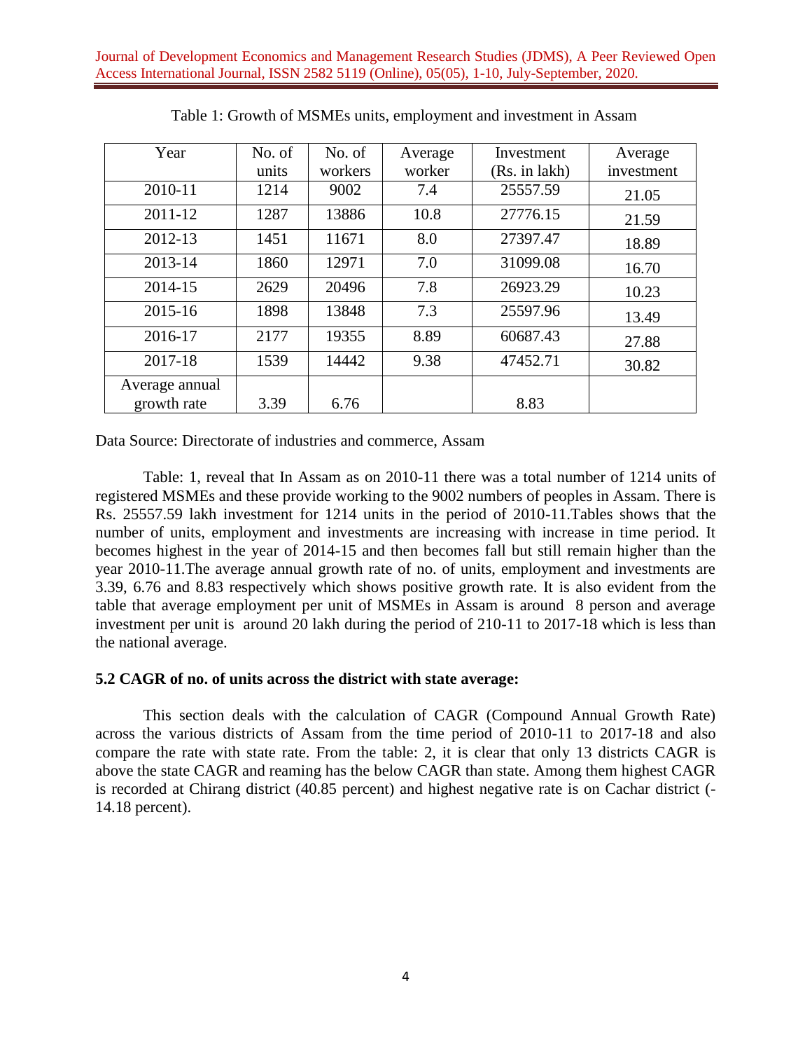Table 1: Growth of MSMEs units, employment and investment in Assam

| Year | No. of units | No. of workers | Average worker | Investment (Rs. in lakh) | Average investment |
|---|---|---|---|---|---|
| 2010-11 | 1214 | 9002 | 7.4 | 25557.59 | 21.05 |
| 2011-12 | 1287 | 13886 | 10.8 | 27776.15 | 21.59 |
| 2012-13 | 1451 | 11671 | 8.0 | 27397.47 | 18.89 |
| 2013-14 | 1860 | 12971 | 7.0 | 31099.08 | 16.70 |
| 2014-15 | 2629 | 20496 | 7.8 | 26923.29 | 10.23 |
| 2015-16 | 1898 | 13848 | 7.3 | 25597.96 | 13.49 |
| 2016-17 | 2177 | 19355 | 8.89 | 60687.43 | 27.88 |
| 2017-18 | 1539 | 14442 | 9.38 | 47452.71 | 30.82 |
| Average annual growth rate | 3.39 | 6.76 | | 8.83 | |

Data Source: Directorate of industries and commerce, Assam

Table: 1, reveal that In Assam as on 2010-11 there was a total number of 1214 units of registered MSMEs and these provide working to the 9002 numbers of peoples in Assam. There is Rs. 25557.59 lakh investment for 1214 units in the period of 2010-11.Tables shows that the number of units, employment and investments are increasing with increase in time period. It becomes highest in the year of 2014-15 and then becomes fall but still remain higher than the year 2010-11.The average annual growth rate of no. of units, employment and investments are 3.39, 6.76 and 8.83 respectively which shows positive growth rate. It is also evident from the table that average employment per unit of MSMEs in Assam is around 8 person and average investment per unit is around 20 lakh during the period of 210-11 to 2017-18 which is less than the national average.

### 5.2 CAGR of no. of units across the district with state average:

This section deals with the calculation of CAGR (Compound Annual Growth Rate) across the various districts of Assam from the time period of 2010-11 to 2017-18 and also compare the rate with state rate. From the table: 2, it is clear that only 13 districts CAGR is above the state CAGR and reaming has the below CAGR than state. Among them highest CAGR is recorded at Chirang district (40.85 percent) and highest negative rate is on Cachar district (-14.18 percent).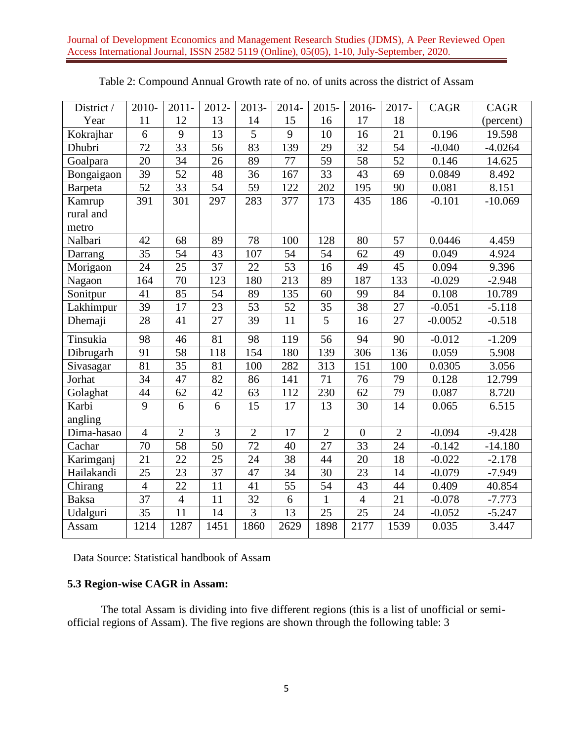Table 2: Compound Annual Growth rate of no. of units across the district of Assam

| District / Year | 2010-11 | 2011-12 | 2012-13 | 2013-14 | 2014-15 | 2015-16 | 2016-17 | 2017-18 | CAGR | CAGR (percent) |
|---|---|---|---|---|---|---|---|---|---|---|
| Kokrajhar | 6 | 9 | 13 | 5 | 9 | 10 | 16 | 21 | 0.196 | 19.598 |
| Dhubri | 72 | 33 | 56 | 83 | 139 | 29 | 32 | 54 | -0.040 | -4.0264 |
| Goalpara | 20 | 34 | 26 | 89 | 77 | 59 | 58 | 52 | 0.146 | 14.625 |
| Bongaigaon | 39 | 52 | 48 | 36 | 167 | 33 | 43 | 69 | 0.0849 | 8.492 |
| Barpeta | 52 | 33 | 54 | 59 | 122 | 202 | 195 | 90 | 0.081 | 8.151 |
| Kamrup rural and metro | 391 | 301 | 297 | 283 | 377 | 173 | 435 | 186 | -0.101 | -10.069 |
| Nalbari | 42 | 68 | 89 | 78 | 100 | 128 | 80 | 57 | 0.0446 | 4.459 |
| Darrang | 35 | 54 | 43 | 107 | 54 | 54 | 62 | 49 | 0.049 | 4.924 |
| Morigaon | 24 | 25 | 37 | 22 | 53 | 16 | 49 | 45 | 0.094 | 9.396 |
| Nagaon | 164 | 70 | 123 | 180 | 213 | 89 | 187 | 133 | -0.029 | -2.948 |
| Sonitpur | 41 | 85 | 54 | 89 | 135 | 60 | 99 | 84 | 0.108 | 10.789 |
| Lakhimpur | 39 | 17 | 23 | 53 | 52 | 35 | 38 | 27 | -0.051 | -5.118 |
| Dhemaji | 28 | 41 | 27 | 39 | 11 | 5 | 16 | 27 | -0.0052 | -0.518 |
| Tinsukia | 98 | 46 | 81 | 98 | 119 | 56 | 94 | 90 | -0.012 | -1.209 |
| Dibrugarh | 91 | 58 | 118 | 154 | 180 | 139 | 306 | 136 | 0.059 | 5.908 |
| Sivasagar | 81 | 35 | 81 | 100 | 282 | 313 | 151 | 100 | 0.0305 | 3.056 |
| Jorhat | 34 | 47 | 82 | 86 | 141 | 71 | 76 | 79 | 0.128 | 12.799 |
| Golaghat | 44 | 62 | 42 | 63 | 112 | 230 | 62 | 79 | 0.087 | 8.720 |
| Karbi angling | 9 | 6 | 6 | 15 | 17 | 13 | 30 | 14 | 0.065 | 6.515 |
| Dima-hasao | 4 | 2 | 3 | 2 | 17 | 2 | 0 | 2 | -0.094 | -9.428 |
| Cachar | 70 | 58 | 50 | 72 | 40 | 27 | 33 | 24 | -0.142 | -14.180 |
| Karimganj | 21 | 22 | 25 | 24 | 38 | 44 | 20 | 18 | -0.022 | -2.178 |
| Hailakandi | 25 | 23 | 37 | 47 | 34 | 30 | 23 | 14 | -0.079 | -7.949 |
| Chirang | 4 | 22 | 11 | 41 | 55 | 54 | 43 | 44 | 0.409 | 40.854 |
| Baksa | 37 | 4 | 11 | 32 | 6 | 1 | 4 | 21 | -0.078 | -7.773 |
| Udalguri | 35 | 11 | 14 | 3 | 13 | 25 | 25 | 24 | -0.052 | -5.247 |
| Assam | 1214 | 1287 | 1451 | 1860 | 2629 | 1898 | 2177 | 1539 | 0.035 | 3.447 |

Data Source: Statistical handbook of Assam

### 5.3 Region-wise CAGR in Assam:

The total Assam is dividing into five different regions (this is a list of unofficial or semi-official regions of Assam). The five regions are shown through the following table: 3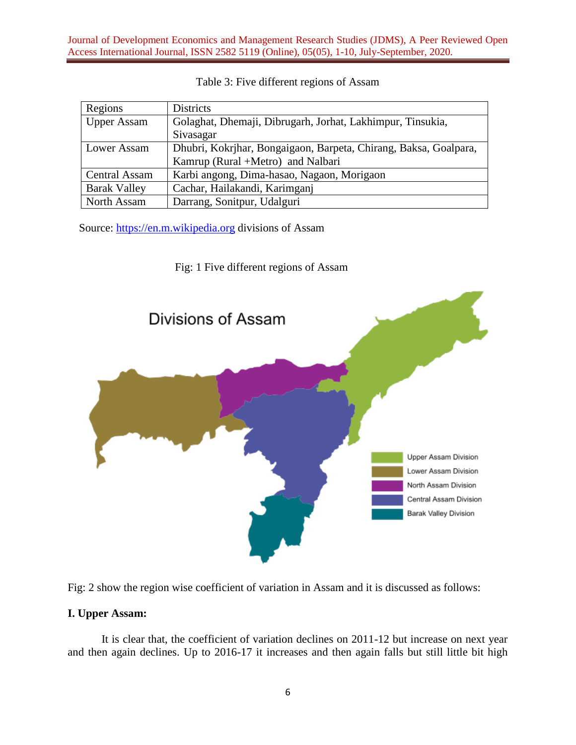Table 3: Five different regions of Assam

| Regions | Districts |
|---|---|
| Upper Assam | Golaghat, Dhemaji, Dibrugarh, Jorhat, Lakhimpur, Tinsukia, Sivasagar |
| Lower Assam | Dhubri, Kokrjhar, Bongaigaon, Barpeta, Chirang, Baksa, Goalpara, Kamrup (Rural +Metro) and Nalbari |
| Central Assam | Karbi angong, Dima-hasao, Nagaon, Morigaon |
| Barak Valley | Cachar, Hailakandi, Karimganj |
| North Assam | Darrang, Sonitpur, Udalguri |

Source: https://en.m.wikipedia.org divisions of Assam

Fig: 1 Five different regions of Assam

Fig: 2 show the region wise coefficient of variation in Assam and it is discussed as follows:

**I. Upper Assam:**

It is clear that, the coefficient of variation declines on 2011-12 but increase on next year and then again declines. Up to 2016-17 it increases and then again falls but still little bit high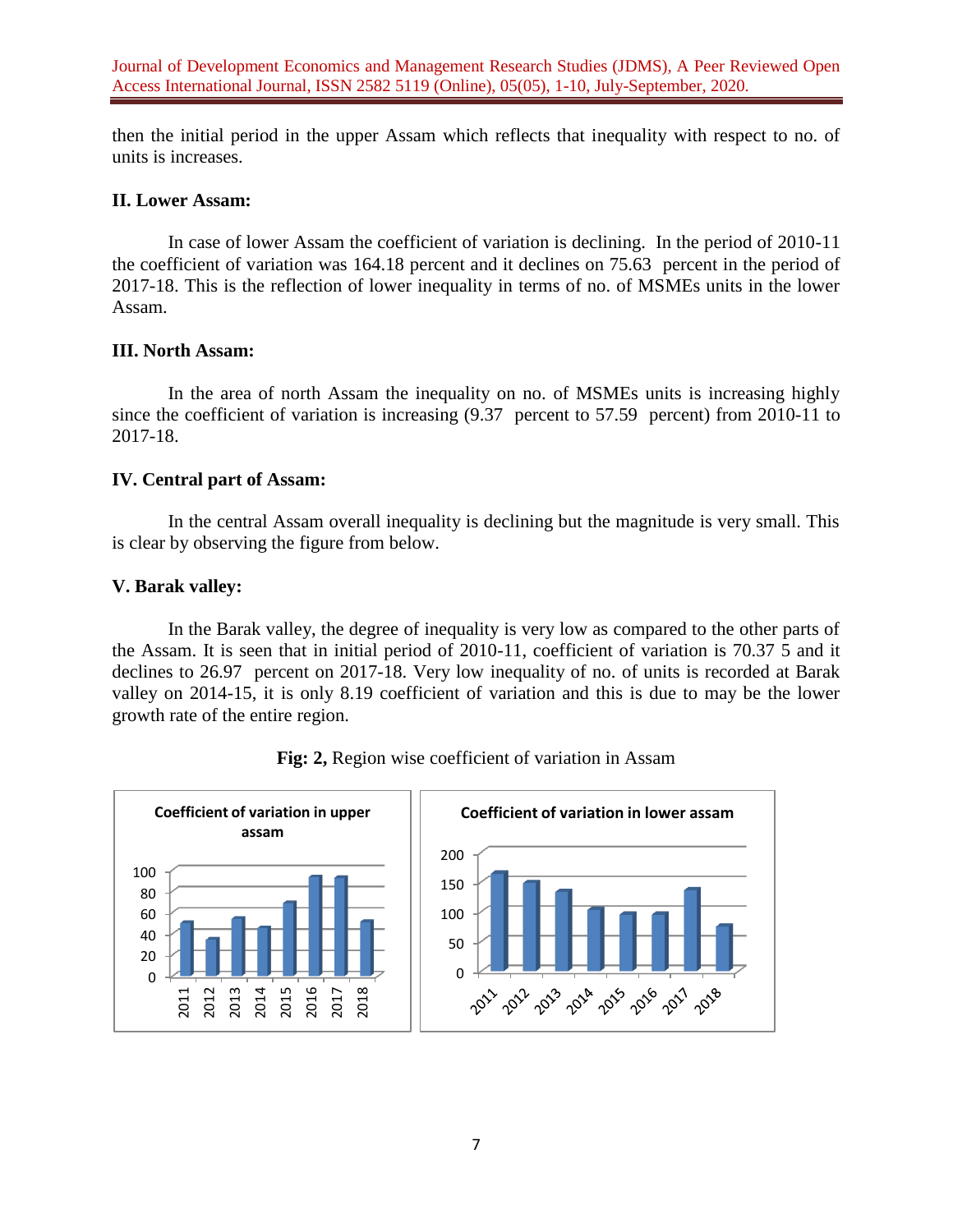then the initial period in the upper Assam which reflects that inequality with respect to no. of units is increases.

### II. Lower Assam:

In case of lower Assam the coefficient of variation is declining. In the period of 2010-11 the coefficient of variation was 164.18 percent and it declines on 75.63 percent in the period of 2017-18. This is the reflection of lower inequality in terms of no. of MSMEs units in the lower Assam.

### III. North Assam:

In the area of north Assam the inequality on no. of MSMEs units is increasing highly since the coefficient of variation is increasing (9.37 percent to 57.59 percent) from 2010-11 to 2017-18.

### IV. Central part of Assam:

In the central Assam overall inequality is declining but the magnitude is very small. This is clear by observing the figure from below.

### V. Barak valley:

In the Barak valley, the degree of inequality is very low as compared to the other parts of the Assam. It is seen that in initial period of 2010-11, coefficient of variation is 70.37 5 and it declines to 26.97 percent on 2017-18. Very low inequality of no. of units is recorded at Barak valley on 2014-15, it is only 8.19 coefficient of variation and this is due to may be the lower growth rate of the entire region.

**Fig: 2,** Region wise coefficient of variation in Assam

Coefficient of variation in upper assam

Coefficient of variation in lower assam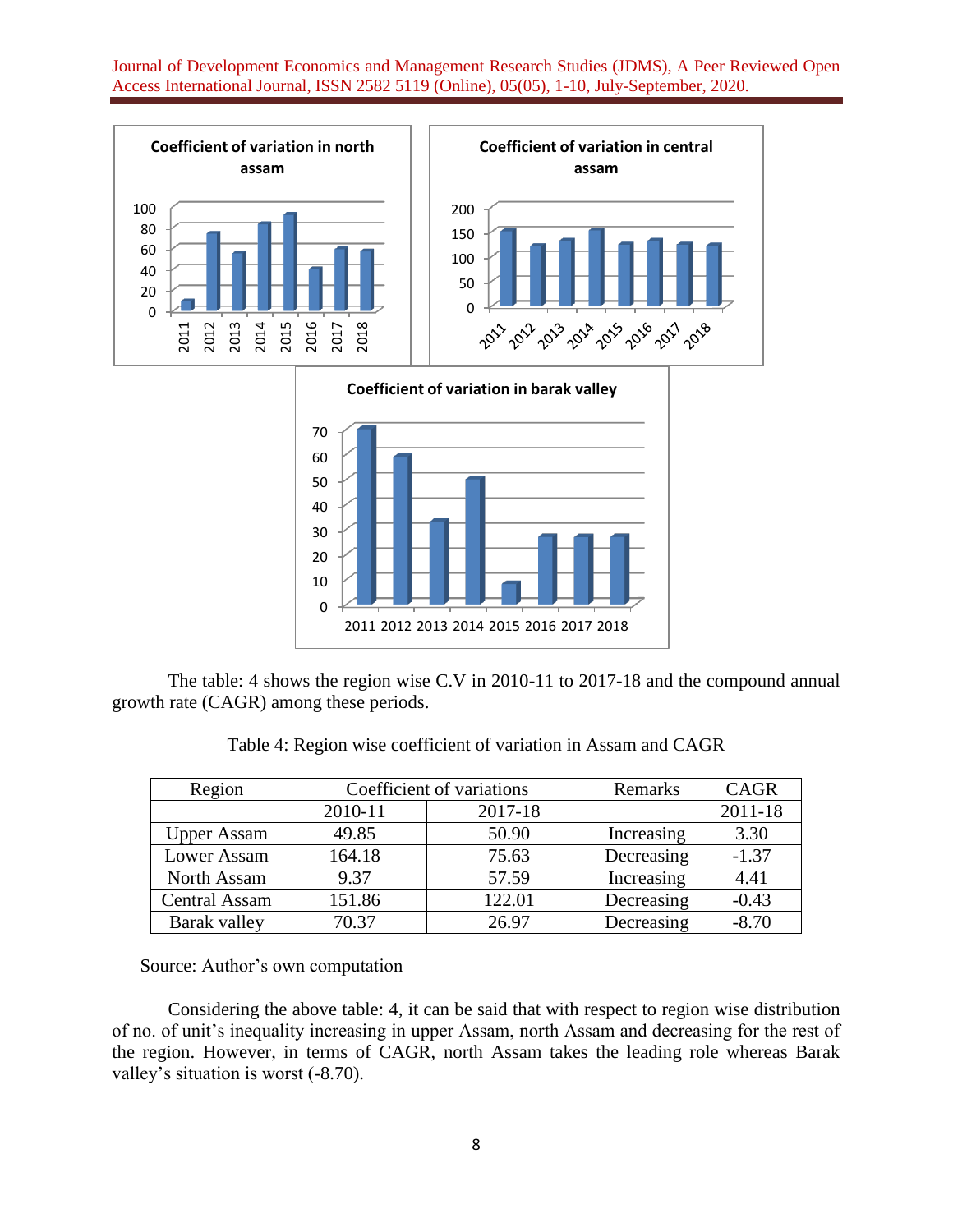The table: 4 shows the region wise C.V in 2010-11 to 2017-18 and the compound annual growth rate (CAGR) among these periods.

Table 4: Region wise coefficient of variation in Assam and CAGR

| Region | Coefficient of variations | | Remarks | CAGR |
|---|---|---|---|---|
| | 2010-11 | 2017-18 | | 2011-18 |
| Upper Assam | 49.85 | 50.90 | Increasing | 3.30 |
| Lower Assam | 164.18 | 75.63 | Decreasing | -1.37 |
| North Assam | 9.37 | 57.59 | Increasing | 4.41 |
| Central Assam | 151.86 | 122.01 | Decreasing | -0.43 |
| Barak valley | 70.37 | 26.97 | Decreasing | -8.70 |

Source: Author's own computation

Considering the above table: 4, it can be said that with respect to region wise distribution of no. of unit's inequality increasing in upper Assam, north Assam and decreasing for the rest of the region. However, in terms of CAGR, north Assam takes the leading role whereas Barak valley's situation is worst (-8.70).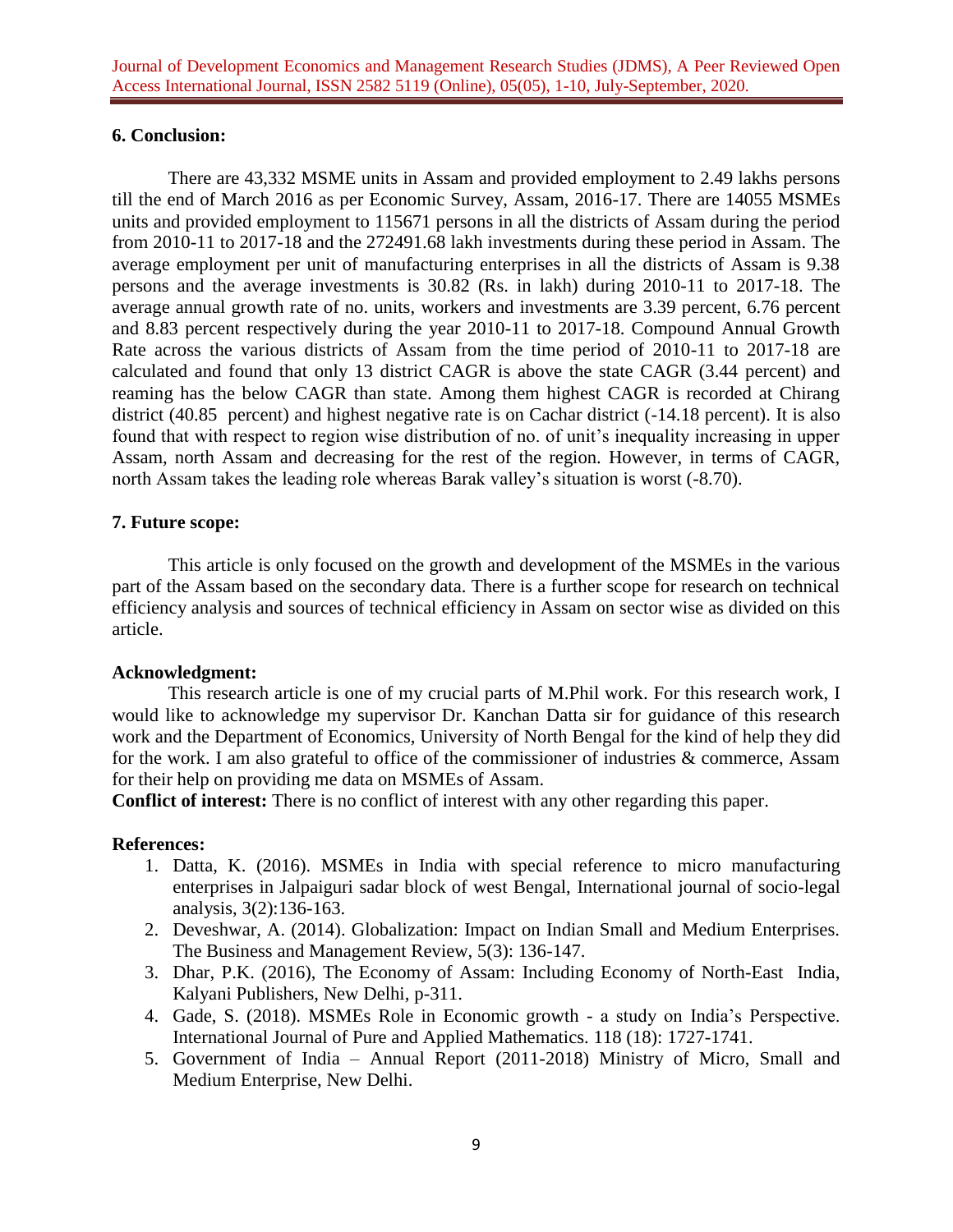## 6. Conclusion:

There are 43,332 MSME units in Assam and provided employment to 2.49 lakhs persons till the end of March 2016 as per Economic Survey, Assam, 2016-17. There are 14055 MSMEs units and provided employment to 115671 persons in all the districts of Assam during the period from 2010-11 to 2017-18 and the 272491.68 lakh investments during these period in Assam. The average employment per unit of manufacturing enterprises in all the districts of Assam is 9.38 persons and the average investments is 30.82 (Rs. in lakh) during 2010-11 to 2017-18. The average annual growth rate of no. units, workers and investments are 3.39 percent, 6.76 percent and 8.83 percent respectively during the year 2010-11 to 2017-18. Compound Annual Growth Rate across the various districts of Assam from the time period of 2010-11 to 2017-18 are calculated and found that only 13 district CAGR is above the state CAGR (3.44 percent) and reaming has the below CAGR than state. Among them highest CAGR is recorded at Chirang district (40.85 percent) and highest negative rate is on Cachar district (-14.18 percent). It is also found that with respect to region wise distribution of no. of unit's inequality increasing in upper Assam, north Assam and decreasing for the rest of the region. However, in terms of CAGR, north Assam takes the leading role whereas Barak valley's situation is worst (-8.70).

## 7. Future scope:

This article is only focused on the growth and development of the MSMEs in the various part of the Assam based on the secondary data. There is a further scope for research on technical efficiency analysis and sources of technical efficiency in Assam on sector wise as divided on this article.

**Acknowledgment:**

This research article is one of my crucial parts of M.Phil work. For this research work, I would like to acknowledge my supervisor Dr. Kanchan Datta sir for guidance of this research work and the Department of Economics, University of North Bengal for the kind of help they did for the work. I am also grateful to office of the commissioner of industries & commerce, Assam for their help on providing me data on MSMEs of Assam.

**Conflict of interest:** There is no conflict of interest with any other regarding this paper.

**References:**

1. Datta, K. (2016). MSMEs in India with special reference to micro manufacturing enterprises in Jalpaiguri sadar block of west Bengal, International journal of socio-legal analysis, 3(2):136-163.
2. Deveshwar, A. (2014). Globalization: Impact on Indian Small and Medium Enterprises. The Business and Management Review, 5(3): 136-147.
3. Dhar, P.K. (2016), The Economy of Assam: Including Economy of North-East India, Kalyani Publishers, New Delhi, p-311.
4. Gade, S. (2018). MSMEs Role in Economic growth - a study on India's Perspective. International Journal of Pure and Applied Mathematics. 118 (18): 1727-1741.
5. Government of India – Annual Report (2011-2018) Ministry of Micro, Small and Medium Enterprise, New Delhi.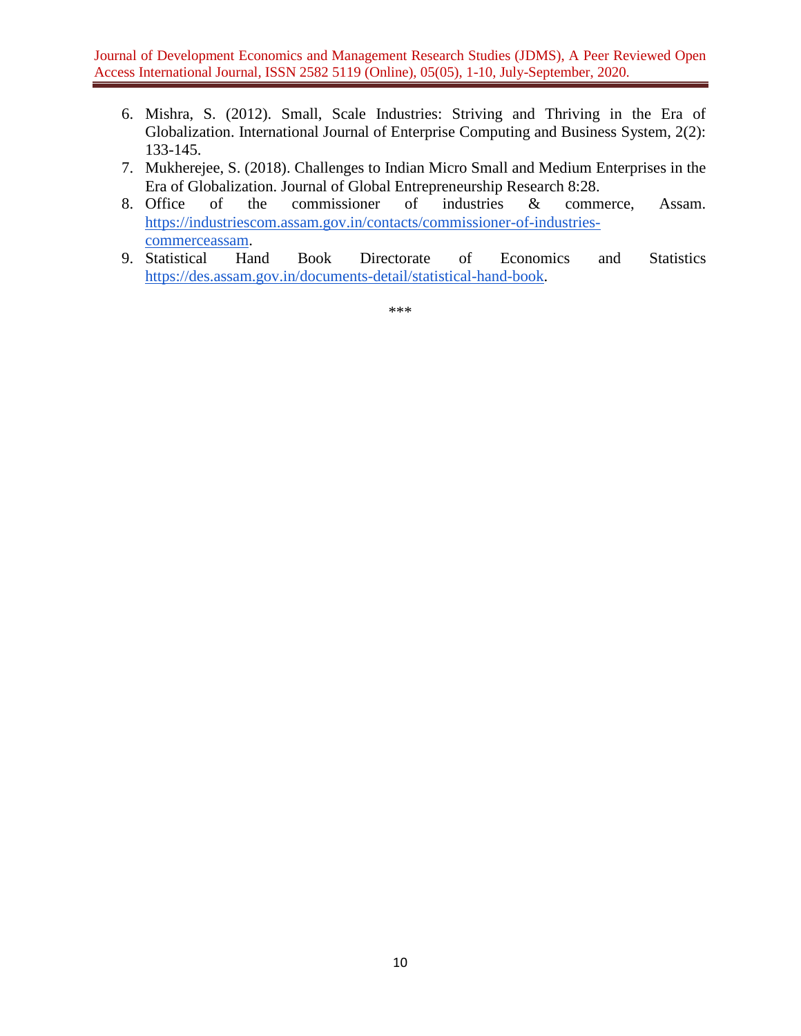6. Mishra, S. (2012). Small, Scale Industries: Striving and Thriving in the Era of Globalization. International Journal of Enterprise Computing and Business System, 2(2): 133-145.
7. Mukherejee, S. (2018). Challenges to Indian Micro Small and Medium Enterprises in the Era of Globalization. Journal of Global Entrepreneurship Research 8:28.
8. Office of the commissioner of industries & commerce, Assam. https://industriescom.assam.gov.in/contacts/commissioner-of-industries-commerceassam.
9. Statistical Hand Book Directorate of Economics and Statistics https://des.assam.gov.in/documents-detail/statistical-hand-book.

***